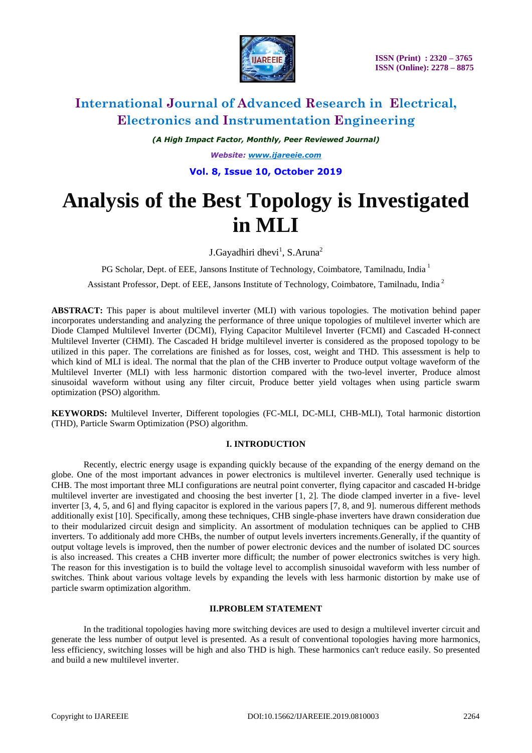# Analysis of the Best Topology is Investigated in MLI

J.Gayadhiri dhevi[1], S.Aruna[2]

PG Scholar, Dept. of EEE, Jansons Institute of Technology, Coimbatore, Tamilnadu, India [1]

Assistant Professor, Dept. of EEE, Jansons Institute of Technology, Coimbatore, Tamilnadu, India [2]

**ABSTRACT:** This paper is about multilevel inverter (MLI) with various topologies. The motivation behind paper incorporates understanding and analyzing the performance of three unique topologies of multilevel inverter which are Diode Clamped Multilevel Inverter (DCMI), Flying Capacitor Multilevel Inverter (FCMI) and Cascaded H-connect Multilevel Inverter (CHMI). The Cascaded H bridge multilevel inverter is considered as the proposed topology to be utilized in this paper. The correlations are finished as for losses, cost, weight and THD. This assessment is help to which kind of MLI is ideal. The normal that the plan of the CHB inverter to Produce output voltage waveform of the Multilevel Inverter (MLI) with less harmonic distortion compared with the two-level inverter, Produce almost sinusoidal waveform without using any filter circuit, Produce better yield voltages when using particle swarm optimization (PSO) algorithm.

**KEYWORDS:** Multilevel Inverter, Different topologies (FC-MLI, DC-MLI, CHB-MLI), Total harmonic distortion (THD), Particle Swarm Optimization (PSO) algorithm.

## I. INTRODUCTION

Recently, electric energy usage is expanding quickly because of the expanding of the energy demand on the globe. One of the most important advances in power electronics is multilevel inverter. Generally used technique is CHB. The most important three MLI configurations are neutral point converter, flying capacitor and cascaded H-bridge multilevel inverter are investigated and choosing the best inverter [1, 2]. The diode clamped inverter in a five- level inverter [3, 4, 5, and 6] and flying capacitor is explored in the various papers [7, 8, and 9]. numerous different methods additionally exist [10]. Specifically, among these techniques, CHB single-phase inverters have drawn consideration due to their modularized circuit design and simplicity. An assortment of modulation techniques can be applied to CHB inverters. To additionaly add more CHBs, the number of output levels inverters increments.Generally, if the quantity of output voltage levels is improved, then the number of power electronic devices and the number of isolated DC sources is also increased. This creates a CHB inverter more difficult; the number of power electronics switches is very high. The reason for this investigation is to build the voltage level to accomplish sinusoidal waveform with less number of switches. Think about various voltage levels by expanding the levels with less harmonic distortion by make use of particle swarm optimization algorithm.

## II.PROBLEM STATEMENT

In the traditional topologies having more switching devices are used to design a multilevel inverter circuit and generate the less number of output level is presented. As a result of conventional topologies having more harmonics, less efficiency, switching losses will be high and also THD is high. These harmonics can't reduce easily. So presented and build a new multilevel inverter.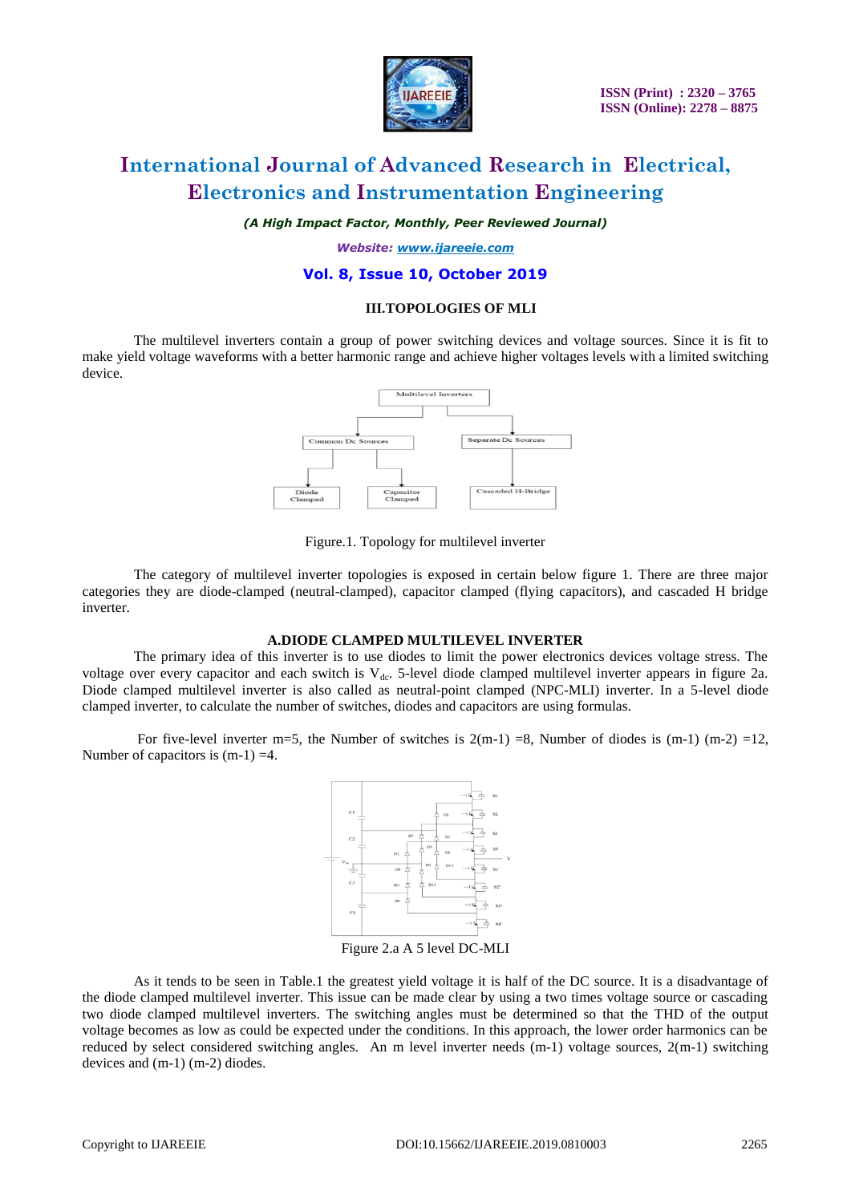## III.TOPOLOGIES OF MLI

The multilevel inverters contain a group of power switching devices and voltage sources. Since it is fit to make yield voltage waveforms with a better harmonic range and achieve higher voltages levels with a limited switching device.

Multilevel Inverters

Common Dc Sources

Separate Dc Sources

Diode Clamped

Capacitor Clamped

Cascaded H-Bridge

Figure.1. Topology for multilevel inverter

The category of multilevel inverter topologies is exposed in certain below figure 1. There are three major categories they are diode-clamped (neutral-clamped), capacitor clamped (flying capacitors), and cascaded H bridge inverter.

### A.DIODE CLAMPED MULTILEVEL INVERTER

The primary idea of this inverter is to use diodes to limit the power electronics devices voltage stress. The voltage over every capacitor and each switch is $V_{dc}$. 5-level diode clamped multilevel inverter appears in figure 2a. Diode clamped multilevel inverter is also called as neutral-point clamped (NPC-MLI) inverter. In a 5-level diode clamped inverter, to calculate the number of switches, diodes and capacitors are using formulas.

For five-level inverter m=5, the Number of switches is 2(m-1) =8, Number of diodes is (m-1) (m-2) =12, Number of capacitors is (m-1) =4.

Figure 2.a A 5 level DC-MLI

As it tends to be seen in Table.1 the greatest yield voltage it is half of the DC source. It is a disadvantage of the diode clamped multilevel inverter. This issue can be made clear by using a two times voltage source or cascading two diode clamped multilevel inverters. The switching angles must be determined so that the THD of the output voltage becomes as low as could be expected under the conditions. In this approach, the lower order harmonics can be reduced by select considered switching angles. An m level inverter needs (m-1) voltage sources, 2(m-1) switching devices and (m-1) (m-2) diodes.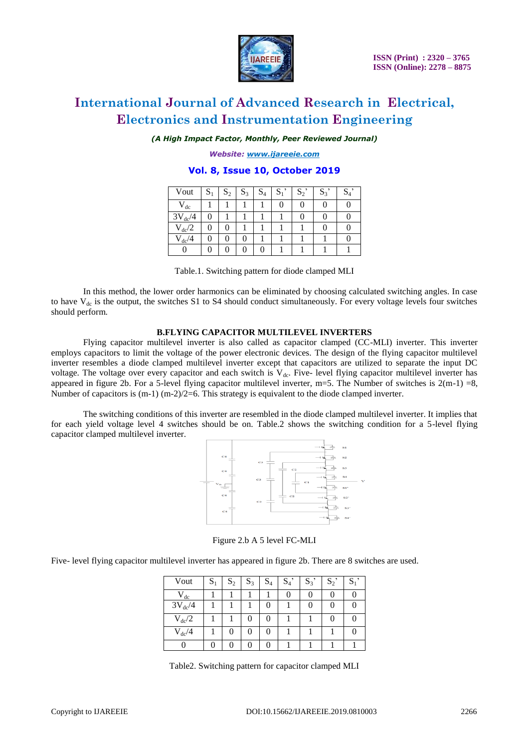| Vout | $S_1$ | $S_2$ | $S_3$ | $S_4$ | $S_1$’ | $S_2$’ | $S_3$’ | $S_4$’ |
|---|---|---|---|---|---|---|---|---|
| $V_{dc}$ | 1 | 1 | 1 | 1 | 0 | 0 | 0 | 0 |
| $3V_{dc}/4$ | 0 | 1 | 1 | 1 | 1 | 0 | 0 | 0 |
| $V_{dc}/2$ | 0 | 0 | 1 | 1 | 1 | 1 | 0 | 0 |
| $V_{dc}/4$ | 0 | 0 | 0 | 1 | 1 | 1 | 1 | 0 |
| 0 | 0 | 0 | 0 | 0 | 1 | 1 | 1 | 1 |

Table.1. Switching pattern for diode clamped MLI

In this method, the lower order harmonics can be eliminated by choosing calculated switching angles. In case to have $V_{dc}$ is the output, the switches S1 to S4 should conduct simultaneously. For every voltage levels four switches should perform.

### B.FLYING CAPACITOR MULTILEVEL INVERTERS

Flying capacitor multilevel inverter is also called as capacitor clamped (CC-MLI) inverter. This inverter employs capacitors to limit the voltage of the power electronic devices. The design of the flying capacitor multilevel inverter resembles a diode clamped multilevel inverter except that capacitors are utilized to separate the input DC voltage. The voltage over every capacitor and each switch is $V_{dc}$. Five- level flying capacitor multilevel inverter has appeared in figure 2b. For a 5-level flying capacitor multilevel inverter, m=5. The Number of switches is 2(m-1) =8, Number of capacitors is (m-1) (m-2)/2=6. This strategy is equivalent to the diode clamped inverter.

The switching conditions of this inverter are resembled in the diode clamped multilevel inverter. It implies that for each yield voltage level 4 switches should be on. Table.2 shows the switching condition for a 5-level flying capacitor clamped multilevel inverter.

Figure 2.b A 5 level FC-MLI

Five- level flying capacitor multilevel inverter has appeared in figure 2b. There are 8 switches are used.

| Vout | $S_1$ | $S_2$ | $S_3$ | $S_4$ | $S_4$’ | $S_3$’ | $S_2$’ | $S_1$’ |
|---|---|---|---|---|---|---|---|---|
| $V_{dc}$ | 1 | 1 | 1 | 1 | 0 | 0 | 0 | 0 |
| $3V_{dc}/4$ | 1 | 1 | 1 | 0 | 1 | 0 | 0 | 0 |
| $V_{dc}/2$ | 1 | 1 | 0 | 0 | 1 | 1 | 0 | 0 |
| $V_{dc}/4$ | 1 | 0 | 0 | 0 | 1 | 1 | 1 | 0 |
| 0 | 0 | 0 | 0 | 0 | 1 | 1 | 1 | 1 |

Table2. Switching pattern for capacitor clamped MLI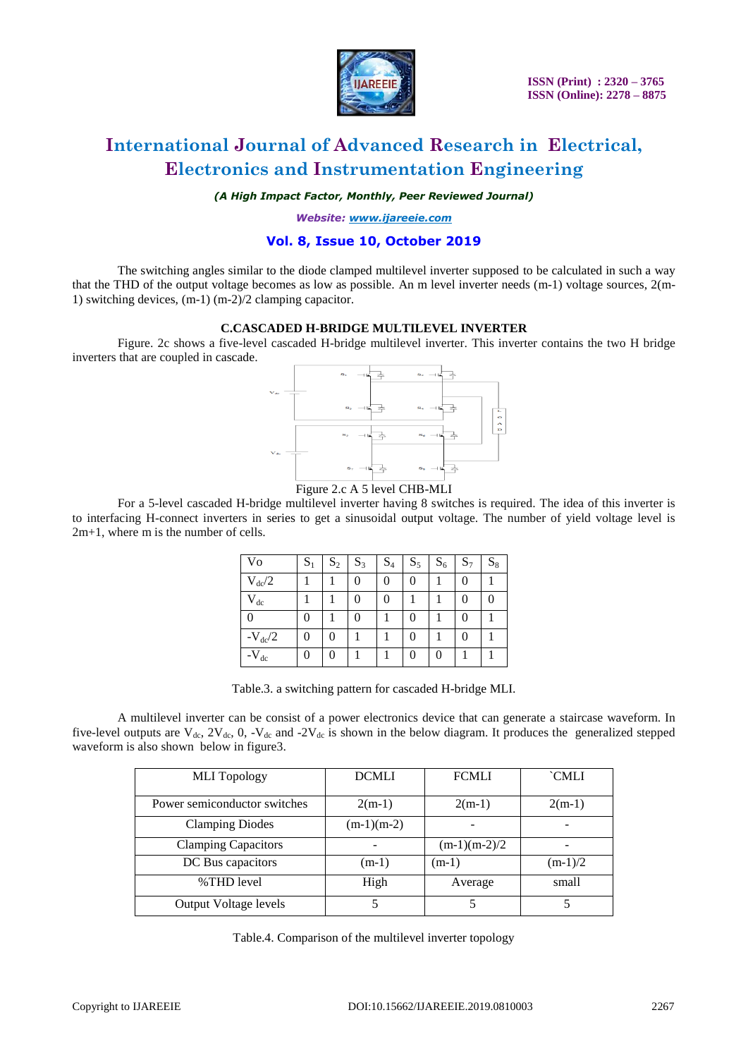The switching angles similar to the diode clamped multilevel inverter supposed to be calculated in such a way that the THD of the output voltage becomes as low as possible. An m level inverter needs (m-1) voltage sources, 2(m-1) switching devices, (m-1) (m-2)/2 clamping capacitor.

### C.CASCADED H-BRIDGE MULTILEVEL INVERTER

Figure. 2c shows a five-level cascaded H-bridge multilevel inverter. This inverter contains the two H bridge inverters that are coupled in cascade.

Figure 2.c A 5 level CHB-MLI

For a 5-level cascaded H-bridge multilevel inverter having 8 switches is required. The idea of this inverter is to interfacing H-connect inverters in series to get a sinusoidal output voltage. The number of yield voltage level is 2m+1, where m is the number of cells.

| Vo | $S_1$ | $S_2$ | $S_3$ | $S_4$ | $S_5$ | $S_6$ | $S_7$ | $S_8$ |
|---|---|---|---|---|---|---|---|---|
| $V_{dc}/2$ | 1 | 1 | 0 | 0 | 0 | 1 | 0 | 1 |
| $V_{dc}$ | 1 | 1 | 0 | 0 | 1 | 1 | 0 | 0 |
| 0 | 0 | 1 | 0 | 1 | 0 | 1 | 0 | 1 |
| $-V_{dc}/2$ | 0 | 0 | 1 | 1 | 0 | 1 | 0 | 1 |
| $-V_{dc}$ | 0 | 0 | 1 | 1 | 0 | 0 | 1 | 1 |

Table.3. a switching pattern for cascaded H-bridge MLI.

A multilevel inverter can be consist of a power electronics device that can generate a staircase waveform. In five-level outputs are $V_{dc}$, $2V_{dc}$, 0, $-V_{dc}$ and $-2V_{dc}$ is shown in the below diagram. It produces the generalized stepped waveform is also shown below in figure3.

| MLI Topology | DCMLI | FCMLI | `CMLI |
|---|---|---|---|
| Power semiconductor switches | 2(m-1) | 2(m-1) | 2(m-1) |
| Clamping Diodes | (m-1)(m-2) | - | - |
| Clamping Capacitors | - | (m-1)(m-2)/2 | - |
| DC Bus capacitors | (m-1) | (m-1) | (m-1)/2 |
| %THD level | High | Average | small |
| Output Voltage levels | 5 | 5 | 5 |

Table.4. Comparison of the multilevel inverter topology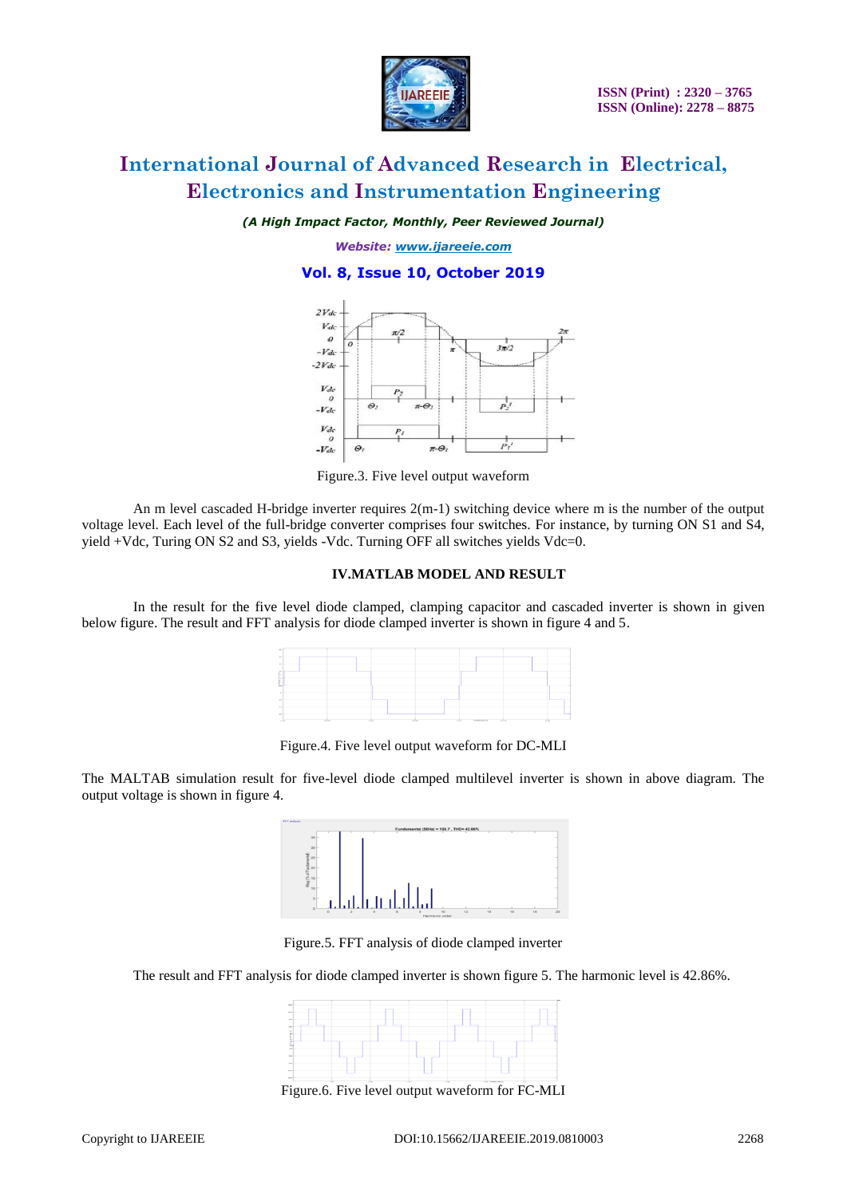$2V_{dc}$

$V_{dc}$

$0$

$-V_{dc}$

$-2V_{dc}$

$\pi/2$

$\pi$

$3\pi/2$

$2\pi$

$V_{dc}$

$0$

$-V_{dc}$

$P_2$

$\Theta_2$

$\pi-\Theta_2$

$P_2'$

$V_{dc}$

$0$

$-V_{dc}$

$P_1$

$\Theta_1$

$\pi-\Theta_1$

$P_1'$

Figure.3. Five level output waveform

An m level cascaded H-bridge inverter requires 2(m-1) switching device where m is the number of the output voltage level. Each level of the full-bridge converter comprises four switches. For instance, by turning ON S1 and S4, yield +Vdc, Turing ON S2 and S3, yields -Vdc. Turning OFF all switches yields Vdc=0.

## IV.MATLAB MODEL AND RESULT

In the result for the five level diode clamped, clamping capacitor and cascaded inverter is shown in given below figure. The result and FFT analysis for diode clamped inverter is shown in figure 4 and 5.

Figure.4. Five level output waveform for DC-MLI

The MALTAB simulation result for five-level diode clamped multilevel inverter is shown in above diagram. The output voltage is shown in figure 4.

FFT analysis

Fundamental (50Hz) = 150.7 , THD= 42.86%

Mag (% of Fundamental)

Harmonic order

Figure.5. FFT analysis of diode clamped inverter

The result and FFT analysis for diode clamped inverter is shown figure 5. The harmonic level is 42.86%.

Figure.6. Five level output waveform for FC-MLI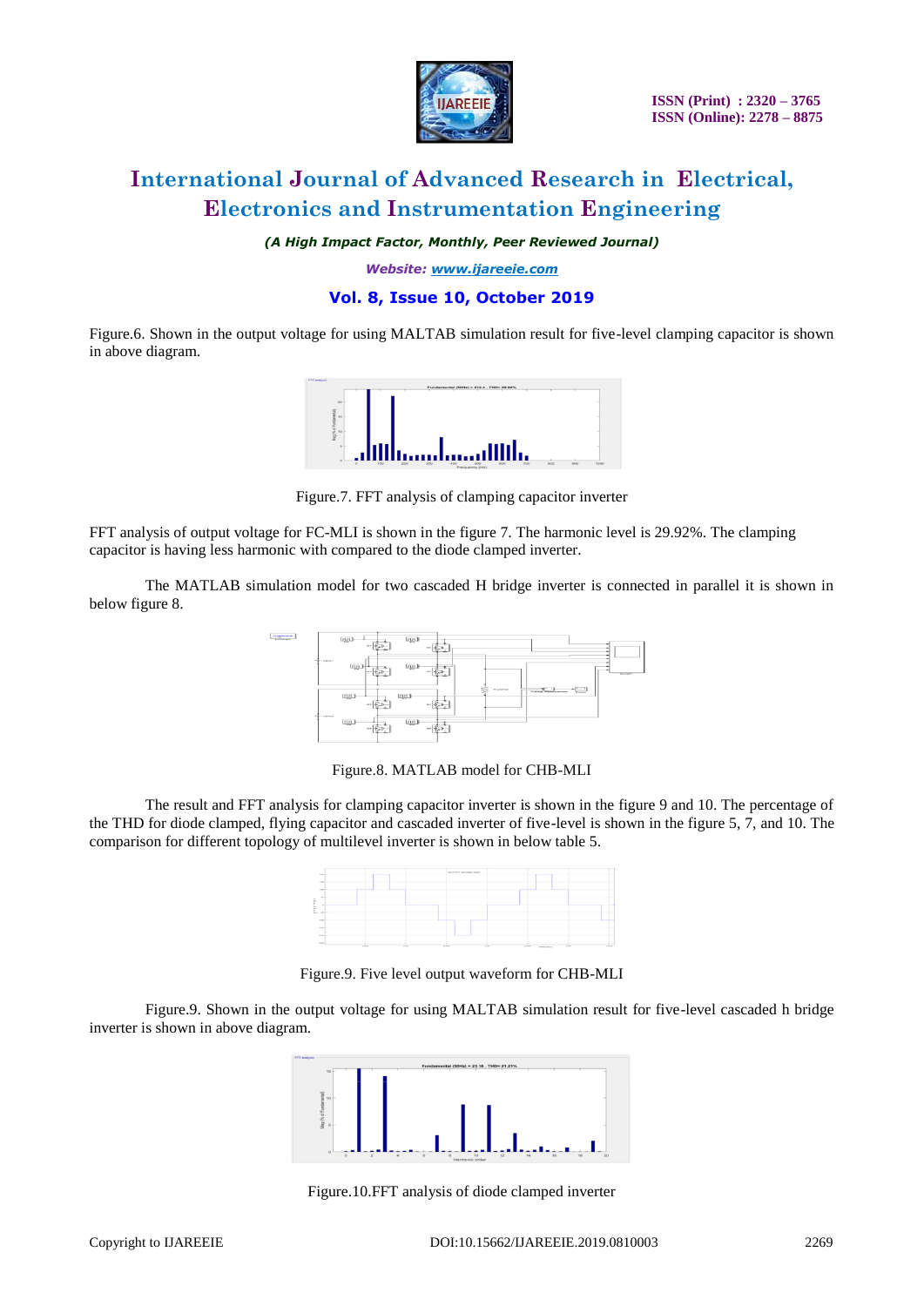Figure.6. Shown in the output voltage for using MALTAB simulation result for five-level clamping capacitor is shown in above diagram.

Fundamental (50Hz) = 212.2 , THD= 29.92%

Figure.7. FFT analysis of clamping capacitor inverter

FFT analysis of output voltage for FC-MLI is shown in the figure 7. The harmonic level is 29.92%. The clamping capacitor is having less harmonic with compared to the diode clamped inverter.

The MATLAB simulation model for two cascaded H bridge inverter is connected in parallel it is shown in below figure 8.

Figure.8. MATLAB model for CHB-MLI

The result and FFT analysis for clamping capacitor inverter is shown in the figure 9 and 10. The percentage of the THD for diode clamped, flying capacitor and cascaded inverter of five-level is shown in the figure 5, 7, and 10. The comparison for different topology of multilevel inverter is shown in below table 5.

Figure.9. Five level output waveform for CHB-MLI

Figure.9. Shown in the output voltage for using MALTAB simulation result for five-level cascaded h bridge inverter is shown in above diagram.

Fundamental (50Hz) = 23.16 , THD= 21.21%

Figure.10.FFT analysis of diode clamped inverter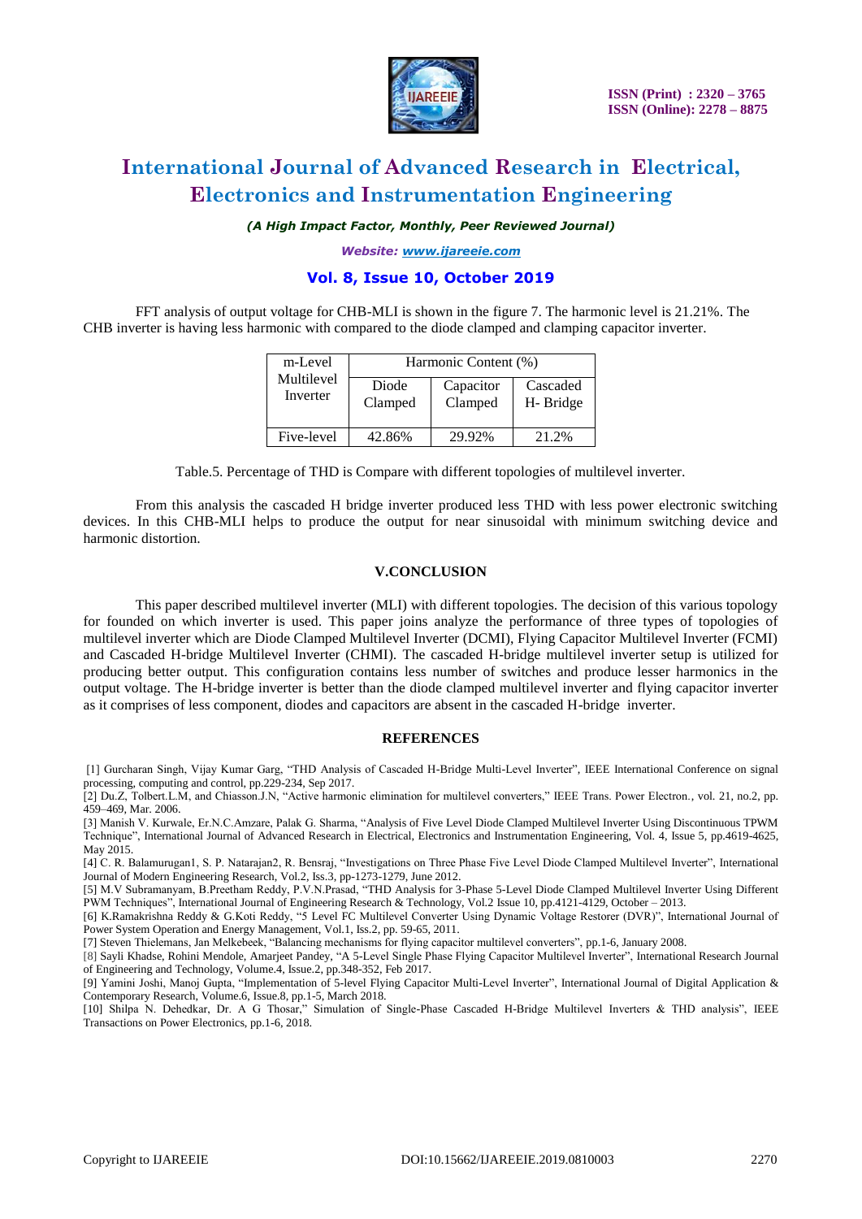FFT analysis of output voltage for CHB-MLI is shown in the figure 7. The harmonic level is 21.21%. The CHB inverter is having less harmonic with compared to the diode clamped and clamping capacitor inverter.

| m-Level Multilevel Inverter | Harmonic Content (%) | | |
|---|---|---|---|
| | Diode Clamped | Capacitor Clamped | Cascaded H- Bridge |
| Five-level | 42.86% | 29.92% | 21.2% |

Table.5. Percentage of THD is Compare with different topologies of multilevel inverter.

From this analysis the cascaded H bridge inverter produced less THD with less power electronic switching devices. In this CHB-MLI helps to produce the output for near sinusoidal with minimum switching device and harmonic distortion.

## V.CONCLUSION

This paper described multilevel inverter (MLI) with different topologies. The decision of this various topology for founded on which inverter is used. This paper joins analyze the performance of three types of topologies of multilevel inverter which are Diode Clamped Multilevel Inverter (DCMI), Flying Capacitor Multilevel Inverter (FCMI) and Cascaded H-bridge Multilevel Inverter (CHMI). The cascaded H-bridge multilevel inverter setup is utilized for producing better output. This configuration contains less number of switches and produce lesser harmonics in the output voltage. The H-bridge inverter is better than the diode clamped multilevel inverter and flying capacitor inverter as it comprises of less component, diodes and capacitors are absent in the cascaded H-bridge inverter.

## REFERENCES

[1] Gurcharan Singh, Vijay Kumar Garg, "THD Analysis of Cascaded H-Bridge Multi-Level Inverter", IEEE International Conference on signal processing, computing and control, pp.229-234, Sep 2017.

[2] Du.Z, Tolbert.L.M, and Chiasson.J.N, "Active harmonic elimination for multilevel converters," IEEE Trans. Power Electron., vol. 21, no.2, pp. 459–469, Mar. 2006.

[3] Manish V. Kurwale, Er.N.C.Amzare, Palak G. Sharma, "Analysis of Five Level Diode Clamped Multilevel Inverter Using Discontinuous TPWM Technique", International Journal of Advanced Research in Electrical, Electronics and Instrumentation Engineering, Vol. 4, Issue 5, pp.4619-4625, May 2015.

[4] C. R. Balamurugan1, S. P. Natarajan2, R. Bensraj, "Investigations on Three Phase Five Level Diode Clamped Multilevel Inverter", International Journal of Modern Engineering Research, Vol.2, Iss.3, pp-1273-1279, June 2012.

[5] M.V Subramanyam, B.Preetham Reddy, P.V.N.Prasad, "THD Analysis for 3-Phase 5-Level Diode Clamped Multilevel Inverter Using Different PWM Techniques", International Journal of Engineering Research & Technology, Vol.2 Issue 10, pp.4121-4129, October – 2013.

[6] K.Ramakrishna Reddy & G.Koti Reddy, "5 Level FC Multilevel Converter Using Dynamic Voltage Restorer (DVR)", International Journal of Power System Operation and Energy Management, Vol.1, Iss.2, pp. 59-65, 2011.

[7] Steven Thielemans, Jan Melkebeek, "Balancing mechanisms for flying capacitor multilevel converters", pp.1-6, January 2008.

[8] Sayli Khadse, Rohini Mendole, Amarjeet Pandey, "A 5-Level Single Phase Flying Capacitor Multilevel Inverter", International Research Journal of Engineering and Technology, Volume.4, Issue.2, pp.348-352, Feb 2017.

[9] Yamini Joshi, Manoj Gupta, "Implementation of 5-level Flying Capacitor Multi-Level Inverter", International Journal of Digital Application & Contemporary Research, Volume.6, Issue.8, pp.1-5, March 2018.

[10] Shilpa N. Dehedkar, Dr. A G Thosar," Simulation of Single-Phase Cascaded H-Bridge Multilevel Inverters & THD analysis", IEEE Transactions on Power Electronics, pp.1-6, 2018.